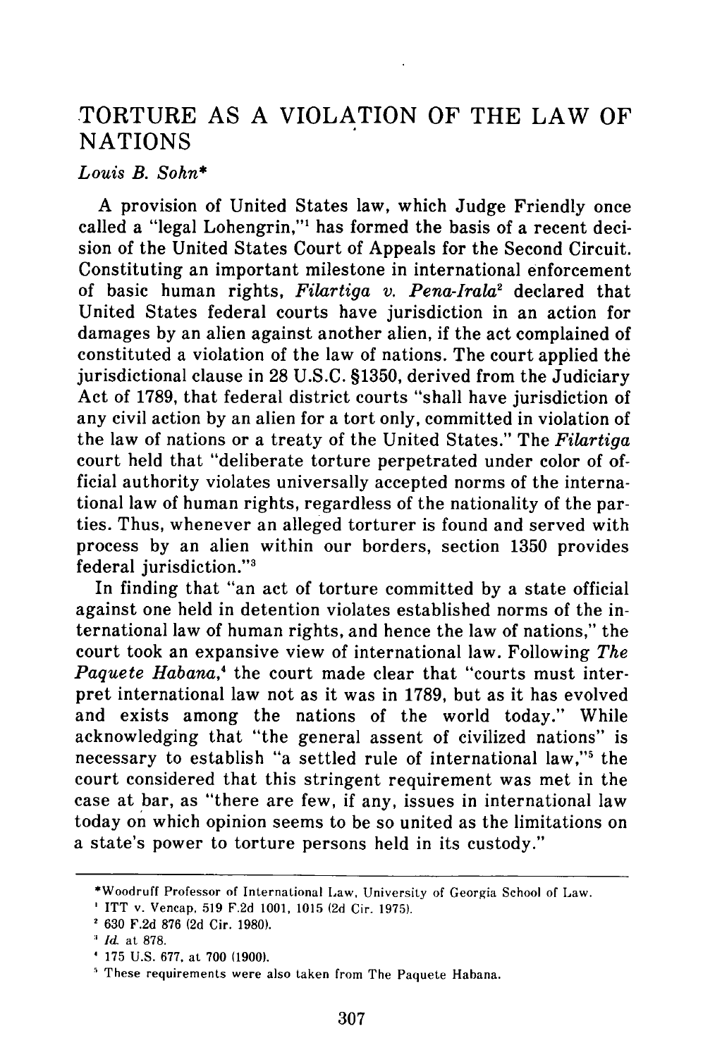# TORTURE AS A VIOLATION OF THE LAW OF NATIONS

*Louis B. Sohn**

A provision of United States law, which Judge Friendly once called a "legal Lohengrin,"[1] has formed the basis of a recent decision of the United States Court of Appeals for the Second Circuit. Constituting an important milestone in international enforcement of basic human rights, *Filartiga v. Pena-Irala*[2] declared that United States federal courts have jurisdiction in an action for damages by an alien against another alien, if the act complained of constituted a violation of the law of nations. The court applied the jurisdictional clause in 28 U.S.C. §1350, derived from the Judiciary Act of 1789, that federal district courts "shall have jurisdiction of any civil action by an alien for a tort only, committed in violation of the law of nations or a treaty of the United States." The *Filartiga* court held that "deliberate torture perpetrated under color of official authority violates universally accepted norms of the international law of human rights, regardless of the nationality of the parties. Thus, whenever an alleged torturer is found and served with process by an alien within our borders, section 1350 provides federal jurisdiction."[3]

In finding that "an act of torture committed by a state official against one held in detention violates established norms of the international law of human rights, and hence the law of nations," the court took an expansive view of international law. Following *The Paquete Habana*,[4] the court made clear that "courts must interpret international law not as it was in 1789, but as it has evolved and exists among the nations of the world today." While acknowledging that "the general assent of civilized nations" is necessary to establish "a settled rule of international law,"[5] the court considered that this stringent requirement was met in the case at bar, as "there are few, if any, issues in international law today on which opinion seems to be so united as the limitations on a state's power to torture persons held in its custody."

---

*Woodruff Professor of International Law, University of Georgia School of Law.

[1] ITT v. Vencap, 519 F.2d 1001, 1015 (2d Cir. 1975).

[2] 630 F.2d 876 (2d Cir. 1980).

[3] *Id.* at 878.

[4] 175 U.S. 677, at 700 (1900).

[5] These requirements were also taken from The Paquete Habana.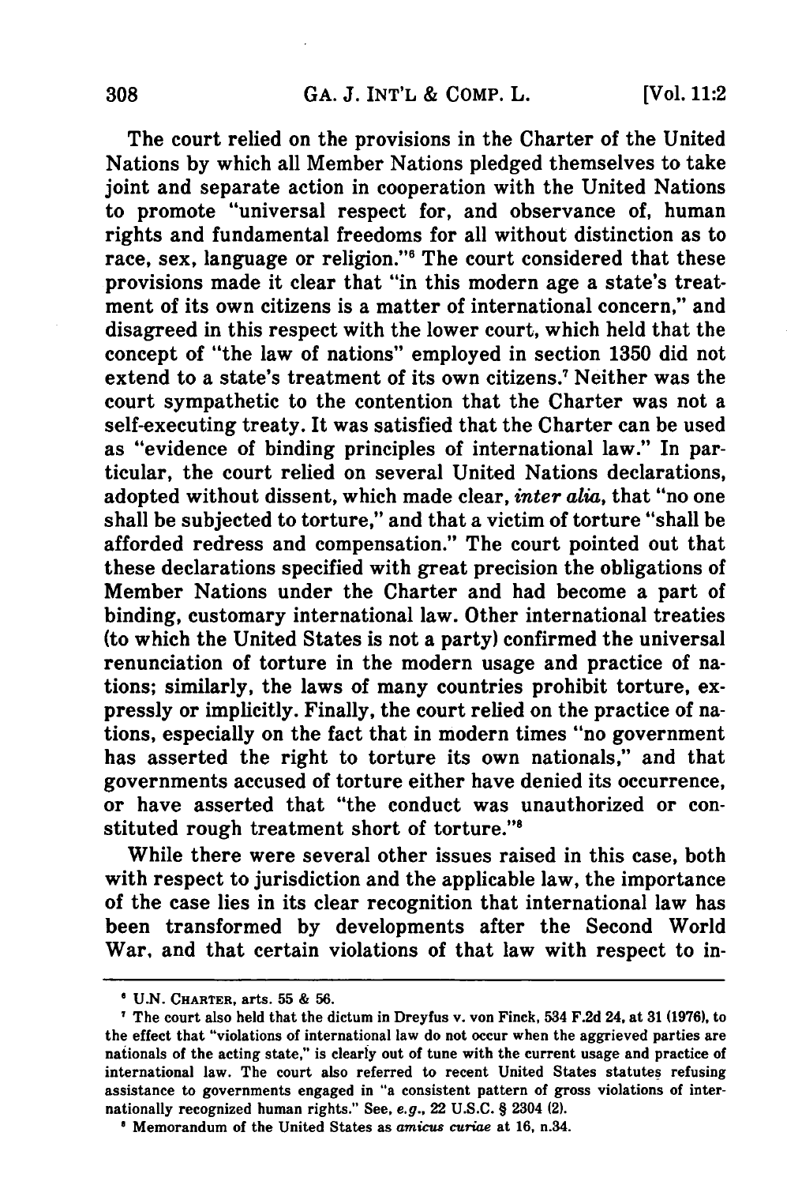The court relied on the provisions in the Charter of the United Nations by which all Member Nations pledged themselves to take joint and separate action in cooperation with the United Nations to promote "universal respect for, and observance of, human rights and fundamental freedoms for all without distinction as to race, sex, language or religion."[6] The court considered that these provisions made it clear that "in this modern age a state's treatment of its own citizens is a matter of international concern," and disagreed in this respect with the lower court, which held that the concept of "the law of nations" employed in section 1350 did not extend to a state's treatment of its own citizens.[7] Neither was the court sympathetic to the contention that the Charter was not a self-executing treaty. It was satisfied that the Charter can be used as "evidence of binding principles of international law." In particular, the court relied on several United Nations declarations, adopted without dissent, which made clear, *inter alia*, that "no one shall be subjected to torture," and that a victim of torture "shall be afforded redress and compensation." The court pointed out that these declarations specified with great precision the obligations of Member Nations under the Charter and had become a part of binding, customary international law. Other international treaties (to which the United States is not a party) confirmed the universal renunciation of torture in the modern usage and practice of nations; similarly, the laws of many countries prohibit torture, expressly or implicitly. Finally, the court relied on the practice of nations, especially on the fact that in modern times "no government has asserted the right to torture its own nationals," and that governments accused of torture either have denied its occurrence, or have asserted that "the conduct was unauthorized or constituted rough treatment short of torture."[8]

While there were several other issues raised in this case, both with respect to jurisdiction and the applicable law, the importance of the case lies in its clear recognition that international law has been transformed by developments after the Second World War, and that certain violations of that law with respect to in-

---

[6] U.N. CHARTER, arts. 55 & 56.

[7] The court also held that the dictum in Dreyfus v. von Finck, 534 F.2d 24, at 31 (1976), to the effect that "violations of international law do not occur when the aggrieved parties are nationals of the acting state," is clearly out of tune with the current usage and practice of international law. The court also referred to recent United States statutes refusing assistance to governments engaged in "a consistent pattern of gross violations of internationally recognized human rights." See, *e.g.*, 22 U.S.C. § 2304 (2).

[8] Memorandum of the United States as *amicus curiae* at 16, n.34.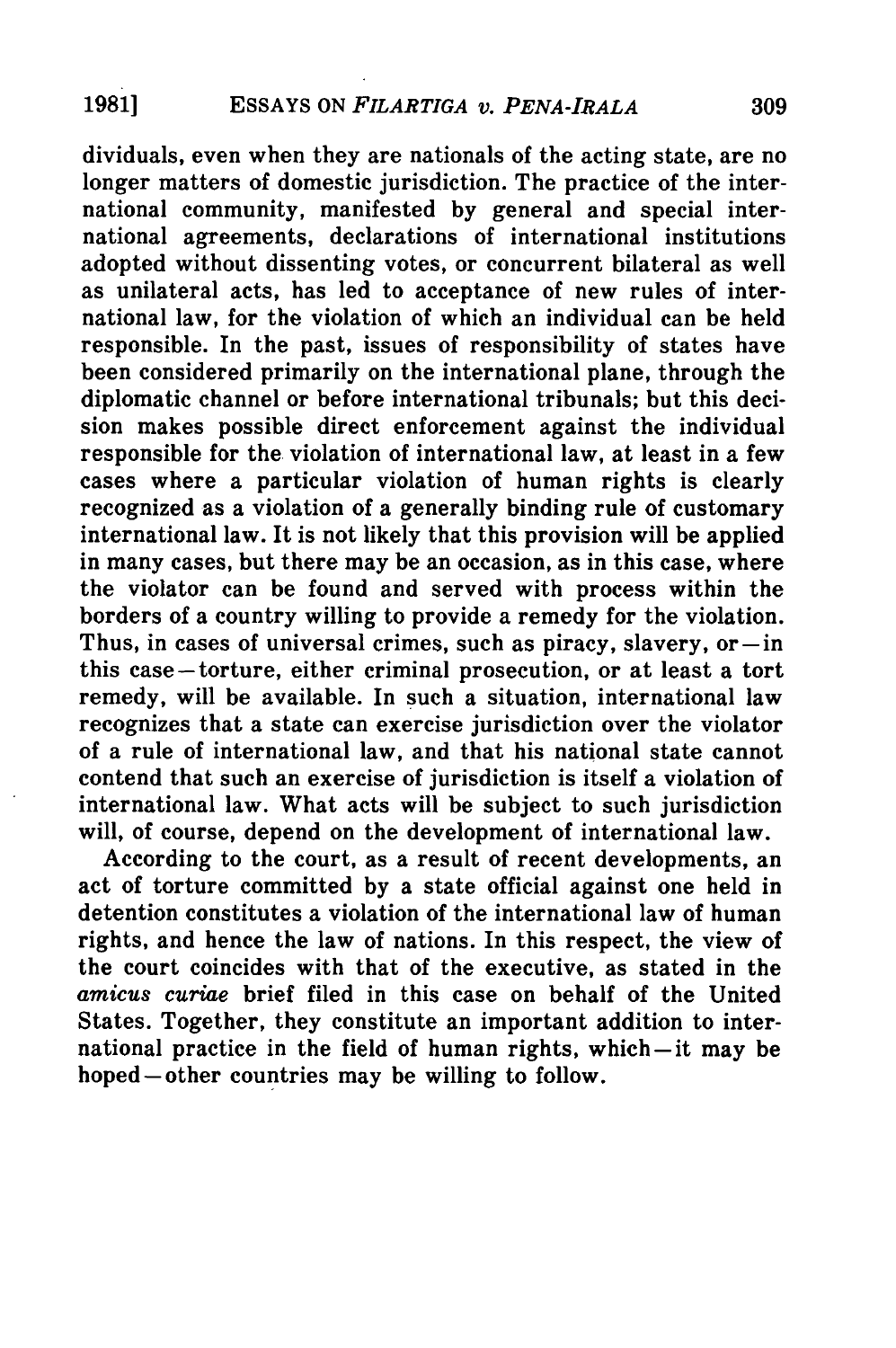dividuals, even when they are nationals of the acting state, are no longer matters of domestic jurisdiction. The practice of the international community, manifested by general and special international agreements, declarations of international institutions adopted without dissenting votes, or concurrent bilateral as well as unilateral acts, has led to acceptance of new rules of international law, for the violation of which an individual can be held responsible. In the past, issues of responsibility of states have been considered primarily on the international plane, through the diplomatic channel or before international tribunals; but this decision makes possible direct enforcement against the individual responsible for the violation of international law, at least in a few cases where a particular violation of human rights is clearly recognized as a violation of a generally binding rule of customary international law. It is not likely that this provision will be applied in many cases, but there may be an occasion, as in this case, where the violator can be found and served with process within the borders of a country willing to provide a remedy for the violation. Thus, in cases of universal crimes, such as piracy, slavery, or—in this case—torture, either criminal prosecution, or at least a tort remedy, will be available. In such a situation, international law recognizes that a state can exercise jurisdiction over the violator of a rule of international law, and that his national state cannot contend that such an exercise of jurisdiction is itself a violation of international law. What acts will be subject to such jurisdiction will, of course, depend on the development of international law.

According to the court, as a result of recent developments, an act of torture committed by a state official against one held in detention constitutes a violation of the international law of human rights, and hence the law of nations. In this respect, the view of the court coincides with that of the executive, as stated in the *amicus curiae* brief filed in this case on behalf of the United States. Together, they constitute an important addition to international practice in the field of human rights, which—it may be hoped—other countries may be willing to follow.